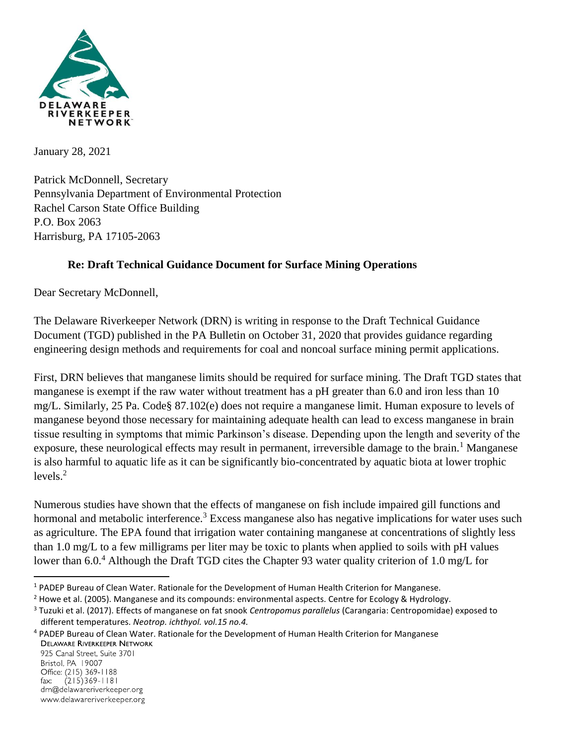DELAWARE RIVERKEEPER NETWORK

January 28, 2021

Patrick McDonnell, Secretary
Pennsylvania Department of Environmental Protection
Rachel Carson State Office Building
P.O. Box 2063
Harrisburg, PA 17105-2063

**Re: Draft Technical Guidance Document for Surface Mining Operations**

Dear Secretary McDonnell,

The Delaware Riverkeeper Network (DRN) is writing in response to the Draft Technical Guidance Document (TGD) published in the PA Bulletin on October 31, 2020 that provides guidance regarding engineering design methods and requirements for coal and noncoal surface mining permit applications.

First, DRN believes that manganese limits should be required for surface mining. The Draft TGD states that manganese is exempt if the raw water without treatment has a pH greater than 6.0 and iron less than 10 mg/L. Similarly, 25 Pa. Code§ 87.102(e) does not require a manganese limit. Human exposure to levels of manganese beyond those necessary for maintaining adequate health can lead to excess manganese in brain tissue resulting in symptoms that mimic Parkinson's disease. Depending upon the length and severity of the exposure, these neurological effects may result in permanent, irreversible damage to the brain.[1] Manganese is also harmful to aquatic life as it can be significantly bio-concentrated by aquatic biota at lower trophic levels.[2]

Numerous studies have shown that the effects of manganese on fish include impaired gill functions and hormonal and metabolic interference.[3] Excess manganese also has negative implications for water uses such as agriculture. The EPA found that irrigation water containing manganese at concentrations of slightly less than 1.0 mg/L to a few milligrams per liter may be toxic to plants when applied to soils with pH values lower than 6.0.[4] Although the Draft TGD cites the Chapter 93 water quality criterion of 1.0 mg/L for

[1] PADEP Bureau of Clean Water. Rationale for the Development of Human Health Criterion for Manganese.

[2] Howe et al. (2005). Manganese and its compounds: environmental aspects. Centre for Ecology & Hydrology.

[3] Tuzuki et al. (2017). Effects of manganese on fat snook *Centropomus parallelus* (Carangaria: Centropomidae) exposed to different temperatures. *Neotrop. ichthyol. vol.15 no.4.*

[4] PADEP Bureau of Clean Water. Rationale for the Development of Human Health Criterion for Manganese

DELAWARE RIVERKEEPER NETWORK
925 Canal Street, Suite 3701
Bristol, PA 19007
Office: (215) 369-1188
fax: (215)369-1181
drn@delawareriverkeeper.org
www.delawareriverkeeper.org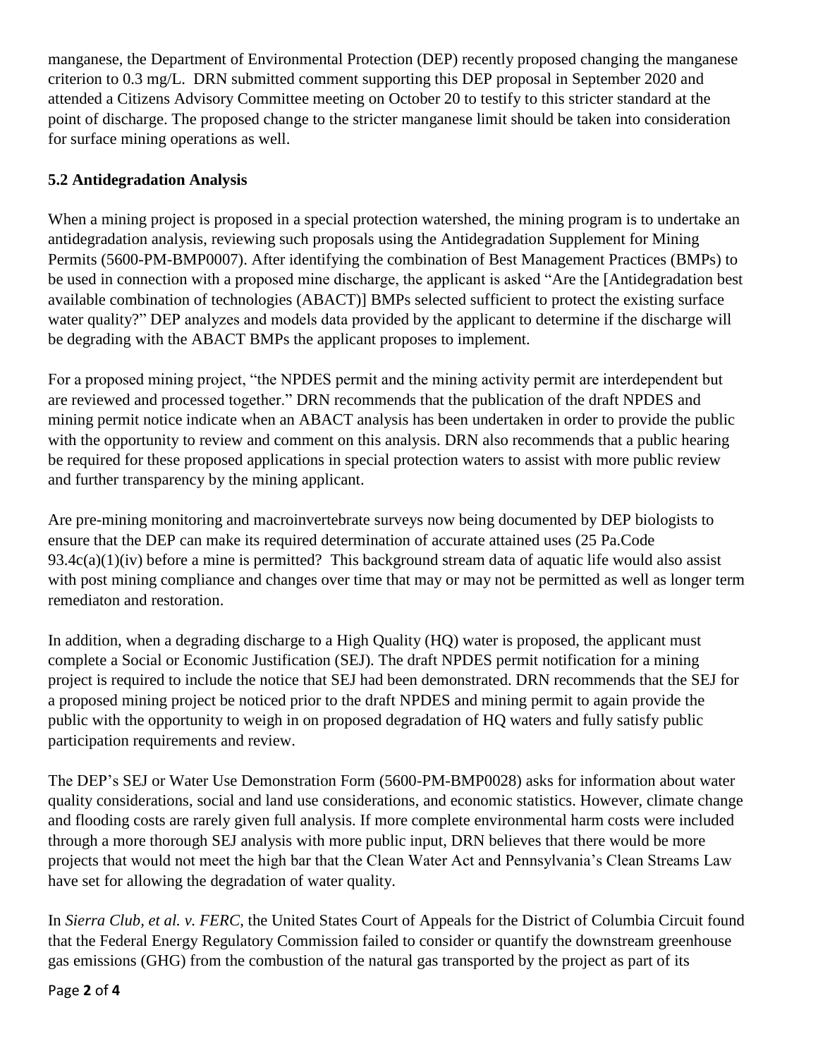manganese, the Department of Environmental Protection (DEP) recently proposed changing the manganese criterion to 0.3 mg/L. DRN submitted comment supporting this DEP proposal in September 2020 and attended a Citizens Advisory Committee meeting on October 20 to testify to this stricter standard at the point of discharge. The proposed change to the stricter manganese limit should be taken into consideration for surface mining operations as well.

### 5.2 Antidegradation Analysis

When a mining project is proposed in a special protection watershed, the mining program is to undertake an antidegradation analysis, reviewing such proposals using the Antidegradation Supplement for Mining Permits (5600-PM-BMP0007). After identifying the combination of Best Management Practices (BMPs) to be used in connection with a proposed mine discharge, the applicant is asked "Are the [Antidegradation best available combination of technologies (ABACT)] BMPs selected sufficient to protect the existing surface water quality?" DEP analyzes and models data provided by the applicant to determine if the discharge will be degrading with the ABACT BMPs the applicant proposes to implement.

For a proposed mining project, "the NPDES permit and the mining activity permit are interdependent but are reviewed and processed together." DRN recommends that the publication of the draft NPDES and mining permit notice indicate when an ABACT analysis has been undertaken in order to provide the public with the opportunity to review and comment on this analysis. DRN also recommends that a public hearing be required for these proposed applications in special protection waters to assist with more public review and further transparency by the mining applicant.

Are pre-mining monitoring and macroinvertebrate surveys now being documented by DEP biologists to ensure that the DEP can make its required determination of accurate attained uses (25 Pa.Code 93.4c(a)(1)(iv) before a mine is permitted? This background stream data of aquatic life would also assist with post mining compliance and changes over time that may or may not be permitted as well as longer term remediaton and restoration.

In addition, when a degrading discharge to a High Quality (HQ) water is proposed, the applicant must complete a Social or Economic Justification (SEJ). The draft NPDES permit notification for a mining project is required to include the notice that SEJ had been demonstrated. DRN recommends that the SEJ for a proposed mining project be noticed prior to the draft NPDES and mining permit to again provide the public with the opportunity to weigh in on proposed degradation of HQ waters and fully satisfy public participation requirements and review.

The DEP's SEJ or Water Use Demonstration Form (5600-PM-BMP0028) asks for information about water quality considerations, social and land use considerations, and economic statistics. However, climate change and flooding costs are rarely given full analysis. If more complete environmental harm costs were included through a more thorough SEJ analysis with more public input, DRN believes that there would be more projects that would not meet the high bar that the Clean Water Act and Pennsylvania's Clean Streams Law have set for allowing the degradation of water quality.

In *Sierra Club, et al. v. FERC*, the United States Court of Appeals for the District of Columbia Circuit found that the Federal Energy Regulatory Commission failed to consider or quantify the downstream greenhouse gas emissions (GHG) from the combustion of the natural gas transported by the project as part of its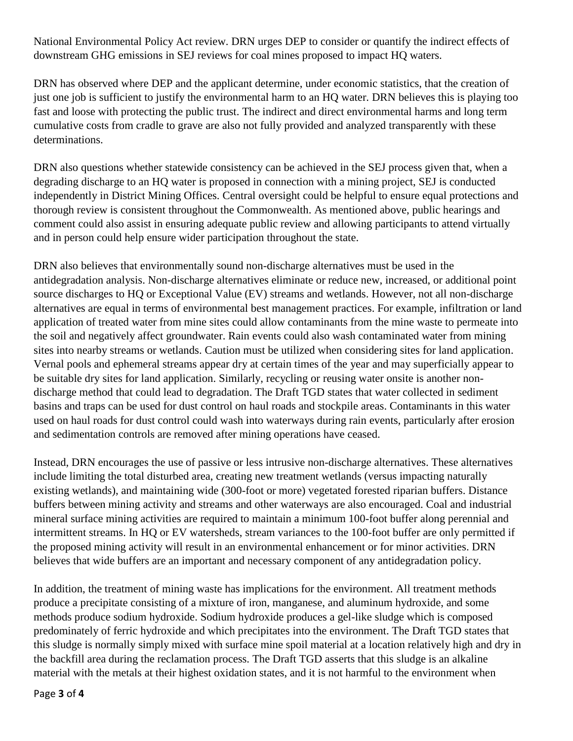National Environmental Policy Act review. DRN urges DEP to consider or quantify the indirect effects of downstream GHG emissions in SEJ reviews for coal mines proposed to impact HQ waters.

DRN has observed where DEP and the applicant determine, under economic statistics, that the creation of just one job is sufficient to justify the environmental harm to an HQ water. DRN believes this is playing too fast and loose with protecting the public trust. The indirect and direct environmental harms and long term cumulative costs from cradle to grave are also not fully provided and analyzed transparently with these determinations.

DRN also questions whether statewide consistency can be achieved in the SEJ process given that, when a degrading discharge to an HQ water is proposed in connection with a mining project, SEJ is conducted independently in District Mining Offices. Central oversight could be helpful to ensure equal protections and thorough review is consistent throughout the Commonwealth. As mentioned above, public hearings and comment could also assist in ensuring adequate public review and allowing participants to attend virtually and in person could help ensure wider participation throughout the state.

DRN also believes that environmentally sound non-discharge alternatives must be used in the antidegradation analysis. Non-discharge alternatives eliminate or reduce new, increased, or additional point source discharges to HQ or Exceptional Value (EV) streams and wetlands. However, not all non-discharge alternatives are equal in terms of environmental best management practices. For example, infiltration or land application of treated water from mine sites could allow contaminants from the mine waste to permeate into the soil and negatively affect groundwater. Rain events could also wash contaminated water from mining sites into nearby streams or wetlands. Caution must be utilized when considering sites for land application. Vernal pools and ephemeral streams appear dry at certain times of the year and may superficially appear to be suitable dry sites for land application. Similarly, recycling or reusing water onsite is another non-discharge method that could lead to degradation. The Draft TGD states that water collected in sediment basins and traps can be used for dust control on haul roads and stockpile areas. Contaminants in this water used on haul roads for dust control could wash into waterways during rain events, particularly after erosion and sedimentation controls are removed after mining operations have ceased.

Instead, DRN encourages the use of passive or less intrusive non-discharge alternatives. These alternatives include limiting the total disturbed area, creating new treatment wetlands (versus impacting naturally existing wetlands), and maintaining wide (300-foot or more) vegetated forested riparian buffers. Distance buffers between mining activity and streams and other waterways are also encouraged. Coal and industrial mineral surface mining activities are required to maintain a minimum 100-foot buffer along perennial and intermittent streams. In HQ or EV watersheds, stream variances to the 100-foot buffer are only permitted if the proposed mining activity will result in an environmental enhancement or for minor activities. DRN believes that wide buffers are an important and necessary component of any antidegradation policy.

In addition, the treatment of mining waste has implications for the environment. All treatment methods produce a precipitate consisting of a mixture of iron, manganese, and aluminum hydroxide, and some methods produce sodium hydroxide. Sodium hydroxide produces a gel-like sludge which is composed predominately of ferric hydroxide and which precipitates into the environment. The Draft TGD states that this sludge is normally simply mixed with surface mine spoil material at a location relatively high and dry in the backfill area during the reclamation process. The Draft TGD asserts that this sludge is an alkaline material with the metals at their highest oxidation states, and it is not harmful to the environment when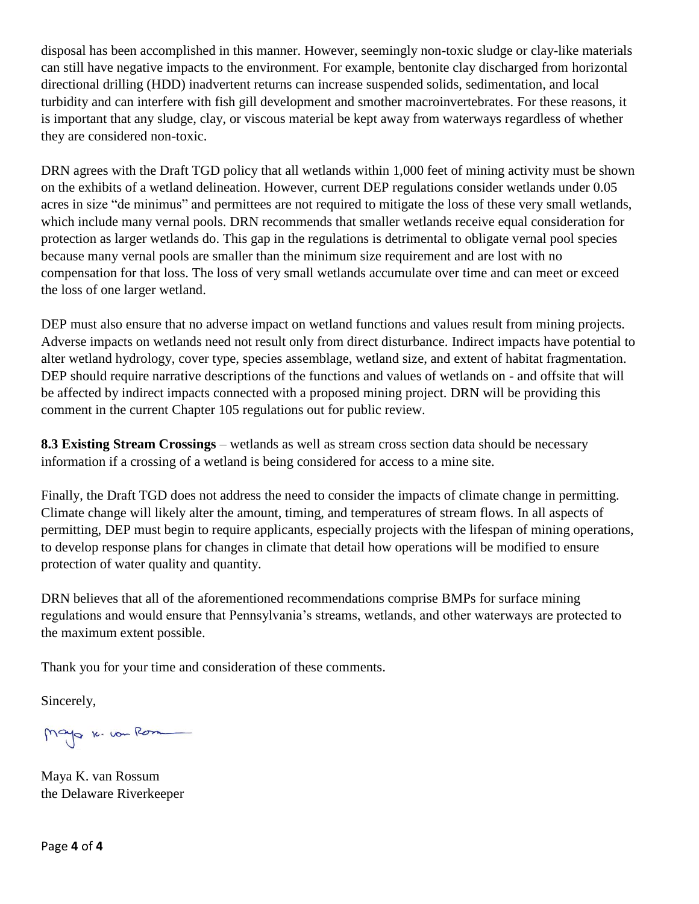disposal has been accomplished in this manner. However, seemingly non-toxic sludge or clay-like materials can still have negative impacts to the environment. For example, bentonite clay discharged from horizontal directional drilling (HDD) inadvertent returns can increase suspended solids, sedimentation, and local turbidity and can interfere with fish gill development and smother macroinvertebrates. For these reasons, it is important that any sludge, clay, or viscous material be kept away from waterways regardless of whether they are considered non-toxic.

DRN agrees with the Draft TGD policy that all wetlands within 1,000 feet of mining activity must be shown on the exhibits of a wetland delineation. However, current DEP regulations consider wetlands under 0.05 acres in size "de minimus" and permittees are not required to mitigate the loss of these very small wetlands, which include many vernal pools. DRN recommends that smaller wetlands receive equal consideration for protection as larger wetlands do. This gap in the regulations is detrimental to obligate vernal pool species because many vernal pools are smaller than the minimum size requirement and are lost with no compensation for that loss. The loss of very small wetlands accumulate over time and can meet or exceed the loss of one larger wetland.

DEP must also ensure that no adverse impact on wetland functions and values result from mining projects. Adverse impacts on wetlands need not result only from direct disturbance. Indirect impacts have potential to alter wetland hydrology, cover type, species assemblage, wetland size, and extent of habitat fragmentation. DEP should require narrative descriptions of the functions and values of wetlands on - and offsite that will be affected by indirect impacts connected with a proposed mining project. DRN will be providing this comment in the current Chapter 105 regulations out for public review.

**8.3 Existing Stream Crossings** – wetlands as well as stream cross section data should be necessary information if a crossing of a wetland is being considered for access to a mine site.

Finally, the Draft TGD does not address the need to consider the impacts of climate change in permitting. Climate change will likely alter the amount, timing, and temperatures of stream flows. In all aspects of permitting, DEP must begin to require applicants, especially projects with the lifespan of mining operations, to develop response plans for changes in climate that detail how operations will be modified to ensure protection of water quality and quantity.

DRN believes that all of the aforementioned recommendations comprise BMPs for surface mining regulations and would ensure that Pennsylvania's streams, wetlands, and other waterways are protected to the maximum extent possible.

Thank you for your time and consideration of these comments.

Sincerely,

Maya K. van Rossum
the Delaware Riverkeeper